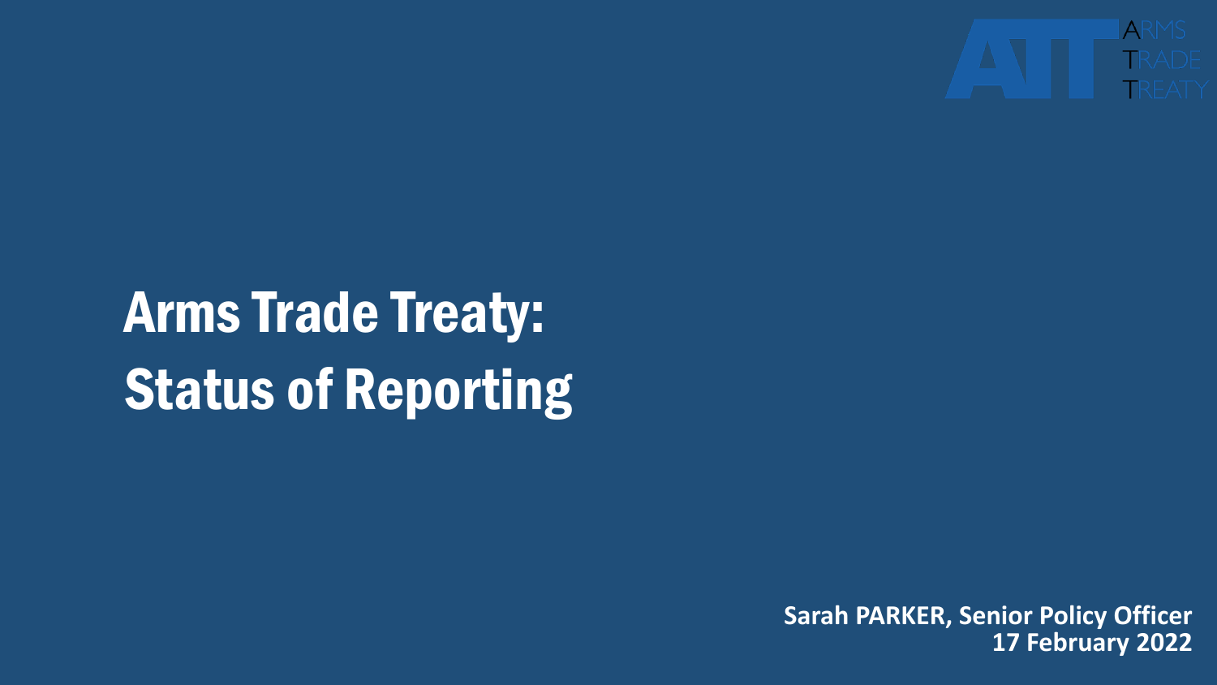# Arms Trade Treaty: Status of Reporting

**Sarah PARKER, Senior Policy Officer**
**17 February 2022**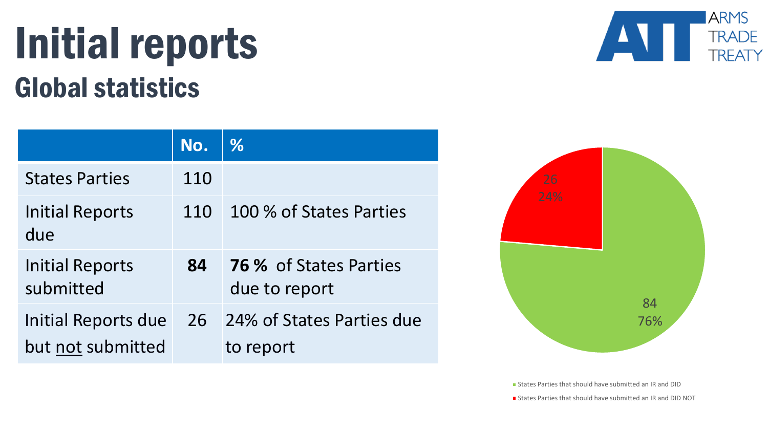# Initial reports

## Global statistics

| | No. | % |
|---|---|---|
| States Parties | 110 | |
| Initial Reports due | 110 | 100 % of States Parties |
| Initial Reports submitted | **84** | **76 %** of States Parties due to report |
| Initial Reports due but not submitted | 26 | 24% of States Parties due to report |

26
24%

84
76%

- States Parties that should have submitted an IR and DID
- States Parties that should have submitted an IR and DID NOT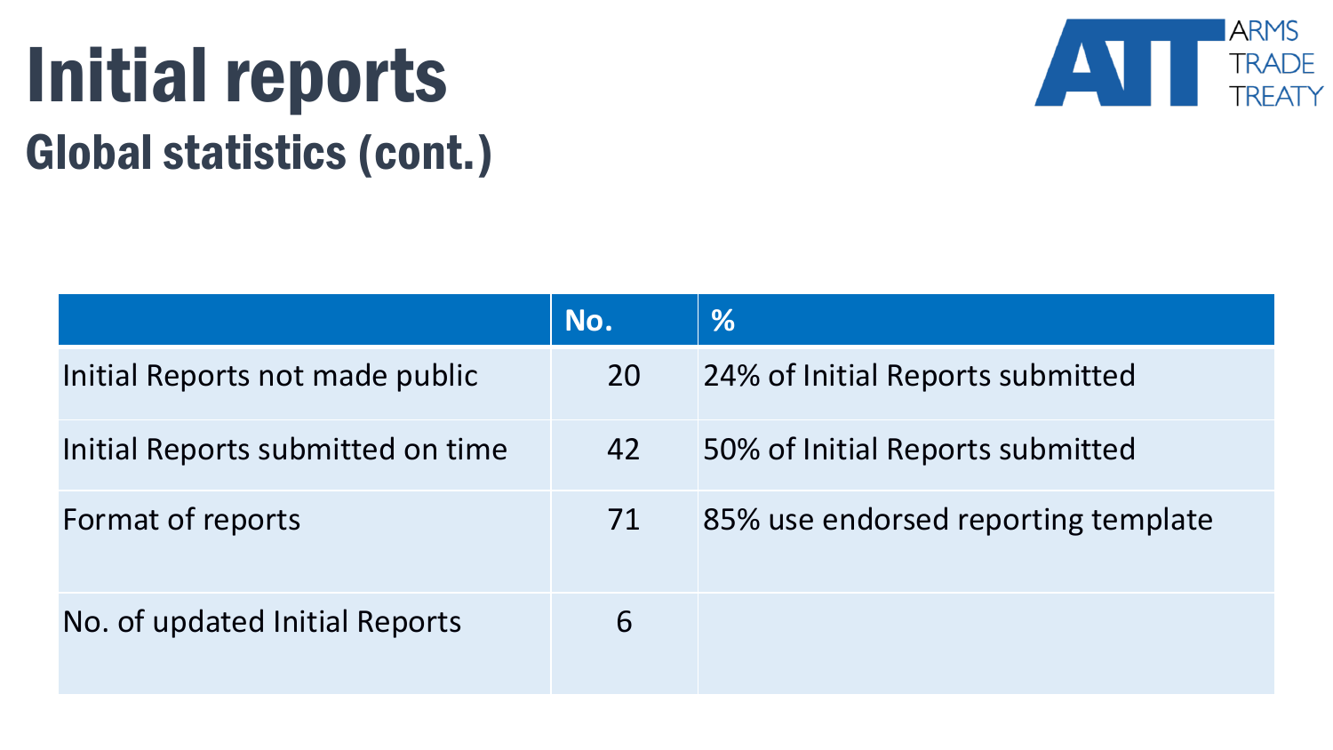# Initial reports

## Global statistics (cont.)

| | No. | % |
|---|---|---|
| Initial Reports not made public | 20 | 24% of Initial Reports submitted |
| Initial Reports submitted on time | 42 | 50% of Initial Reports submitted |
| Format of reports | 71 | 85% use endorsed reporting template |
| No. of updated Initial Reports | 6 | |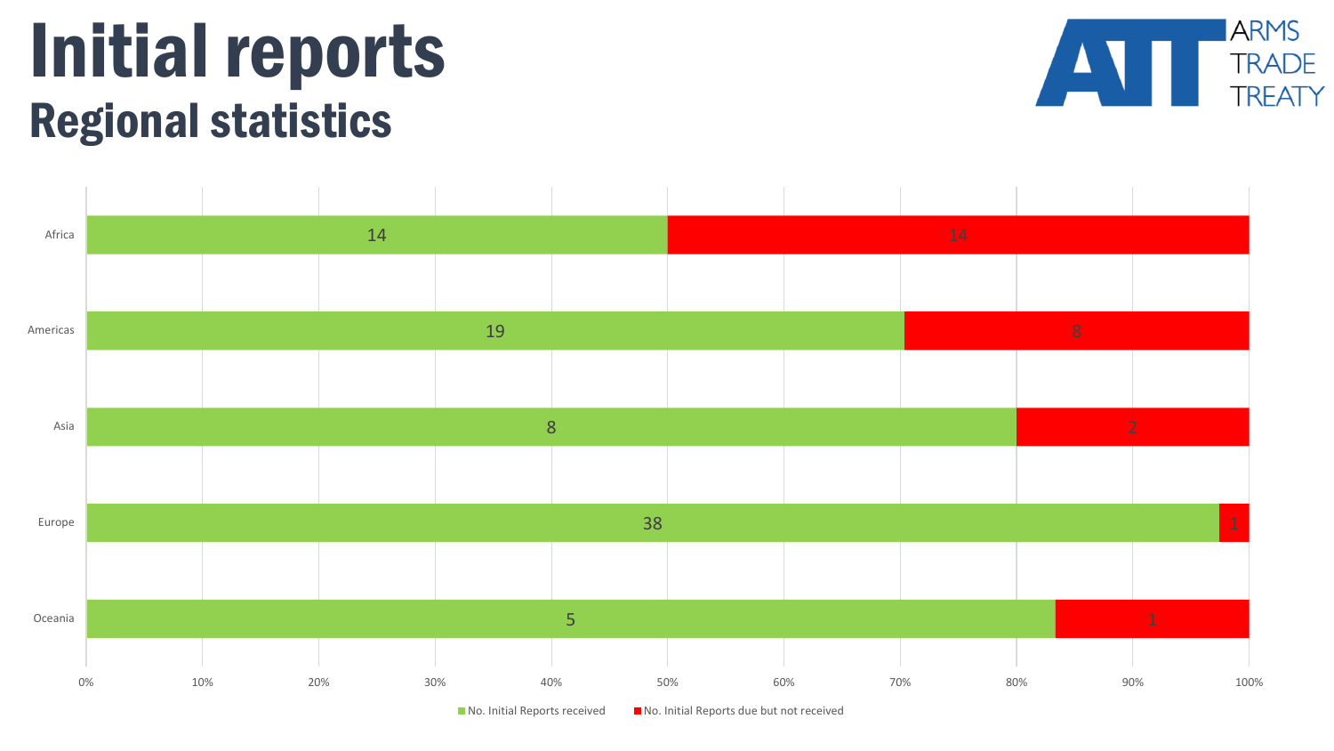# Initial reports

## Regional statistics

| Region | No. Initial Reports received | No. Initial Reports due but not received |
| --- | --- | --- |
| Africa | 14 | 14 |
| Americas | 19 | 8 |
| Asia | 8 | 2 |
| Europe | 38 | 1 |
| Oceania | 5 | 1 |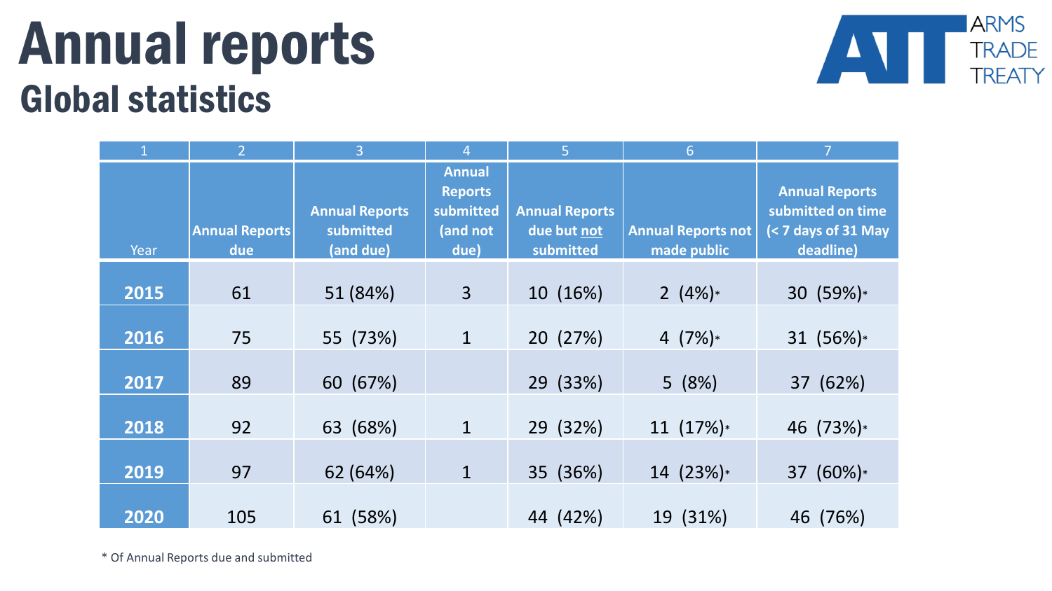# Annual reports

## Global statistics

| 1 | 2 | 3 | 4 | 5 | 6 | 7 |
|---|---|---|---|---|---|---|
| Year | Annual Reports due | Annual Reports submitted (and due) | Annual Reports submitted (and not due) | Annual Reports due but not submitted | Annual Reports not made public | Annual Reports submitted on time (< 7 days of 31 May deadline) |
| **2015** | 61 | 51 (84%) | 3 | 10 (16%) | 2 (4%)* | 30 (59%)* |
| **2016** | 75 | 55 (73%) | 1 | 20 (27%) | 4 (7%)* | 31 (56%)* |
| **2017** | 89 | 60 (67%) | | 29 (33%) | 5 (8%) | 37 (62%) |
| **2018** | 92 | 63 (68%) | 1 | 29 (32%) | 11 (17%)* | 46 (73%)* |
| **2019** | 97 | 62 (64%) | 1 | 35 (36%) | 14 (23%)* | 37 (60%)* |
| **2020** | 105 | 61 (58%) | | 44 (42%) | 19 (31%) | 46 (76%) |

\* Of Annual Reports due and submitted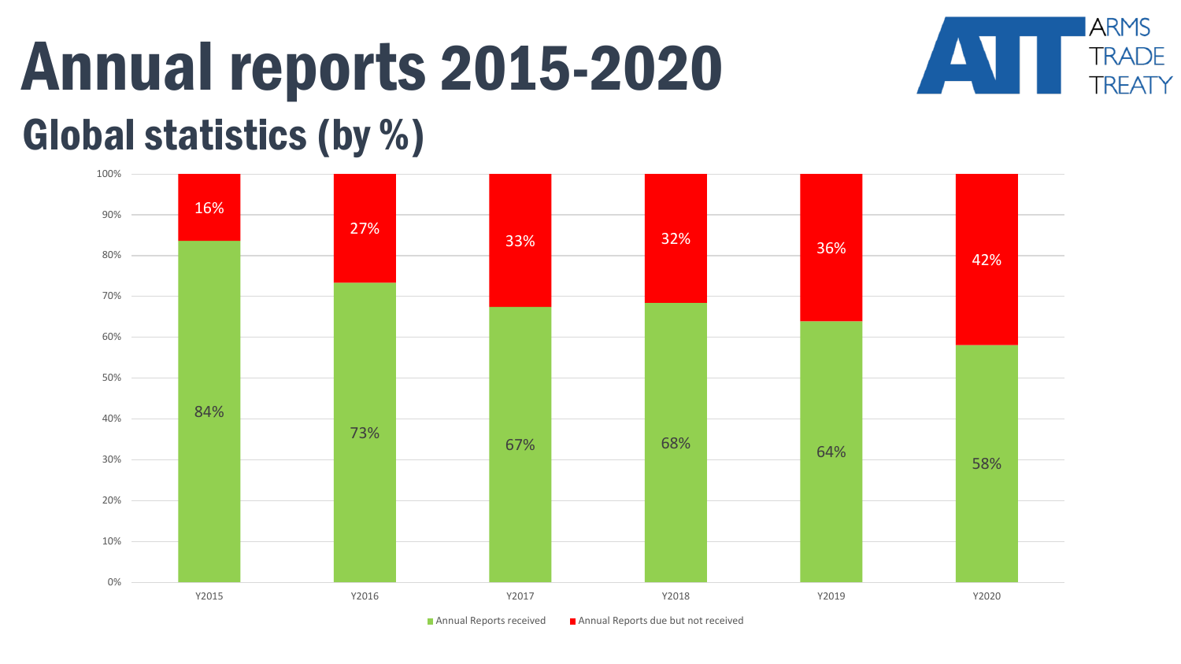# Annual reports 2015-2020

## Global statistics (by %)

ARMS TRADE TREATY

| | Y2015 | Y2016 | Y2017 | Y2018 | Y2019 | Y2020 |
|---|---|---|---|---|---|---|
| Annual Reports received | 84% | 73% | 67% | 68% | 64% | 58% |
| Annual Reports due but not received | 16% | 27% | 33% | 32% | 36% | 42% |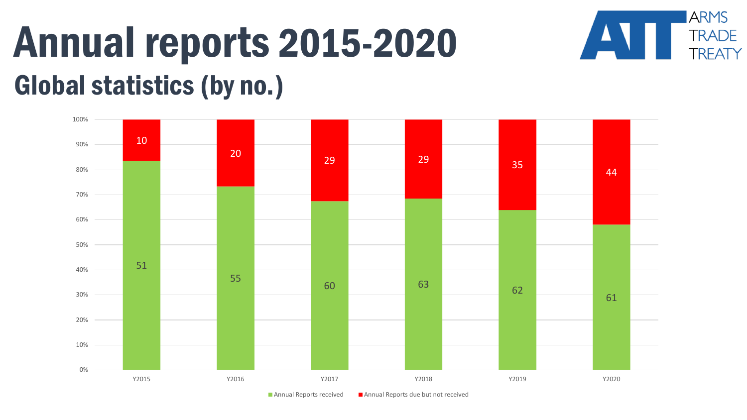# Annual reports 2015-2020

## Global statistics (by no.)

ARMS TRADE TREATY

| | Y2015 | Y2016 | Y2017 | Y2018 | Y2019 | Y2020 |
|---|---|---|---|---|---|---|
| Annual Reports received | 51 | 55 | 60 | 63 | 62 | 61 |
| Annual Reports due but not received | 10 | 20 | 29 | 29 | 35 | 44 |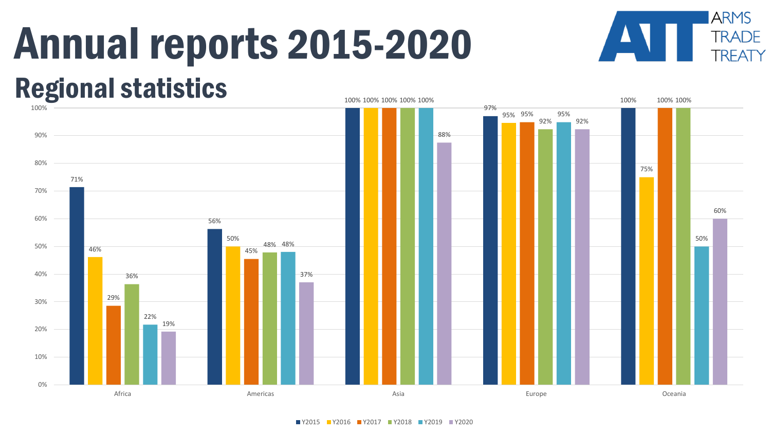# Annual reports 2015-2020

## Regional statistics

| Region | Y2015 | Y2016 | Y2017 | Y2018 | Y2019 | Y2020 |
|---|---|---|---|---|---|---|
| Africa | 71% | 46% | 29% | 36% | 22% | 19% |
| Americas | 56% | 50% | 45% | 48% | 48% | 37% |
| Asia | 100% | 100% | 100% | 100% | 100% | 88% |
| Europe | 97% | 95% | 95% | 92% | 95% | 92% |
| Oceania | 100% | 75% | 100% | 100% | 50% | 60% |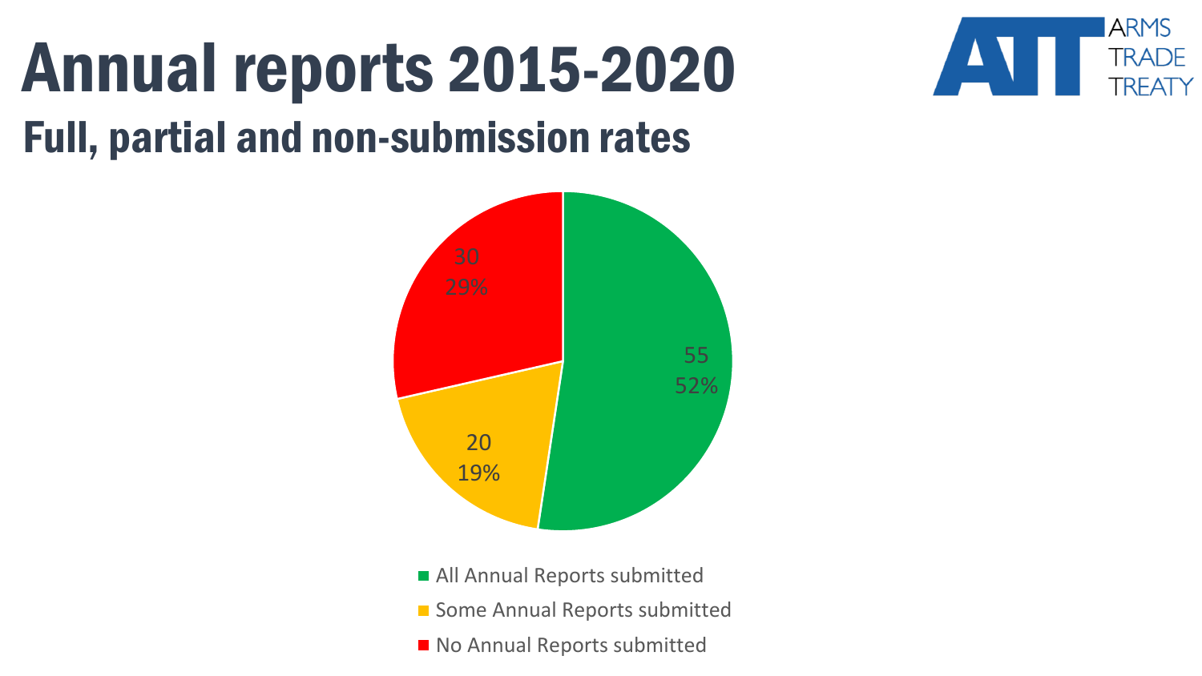# Annual reports 2015-2020

## Full, partial and non-submission rates

ARMS TRADE TREATY

55
52%

20
19%

30
29%

All Annual Reports submitted
Some Annual Reports submitted
No Annual Reports submitted